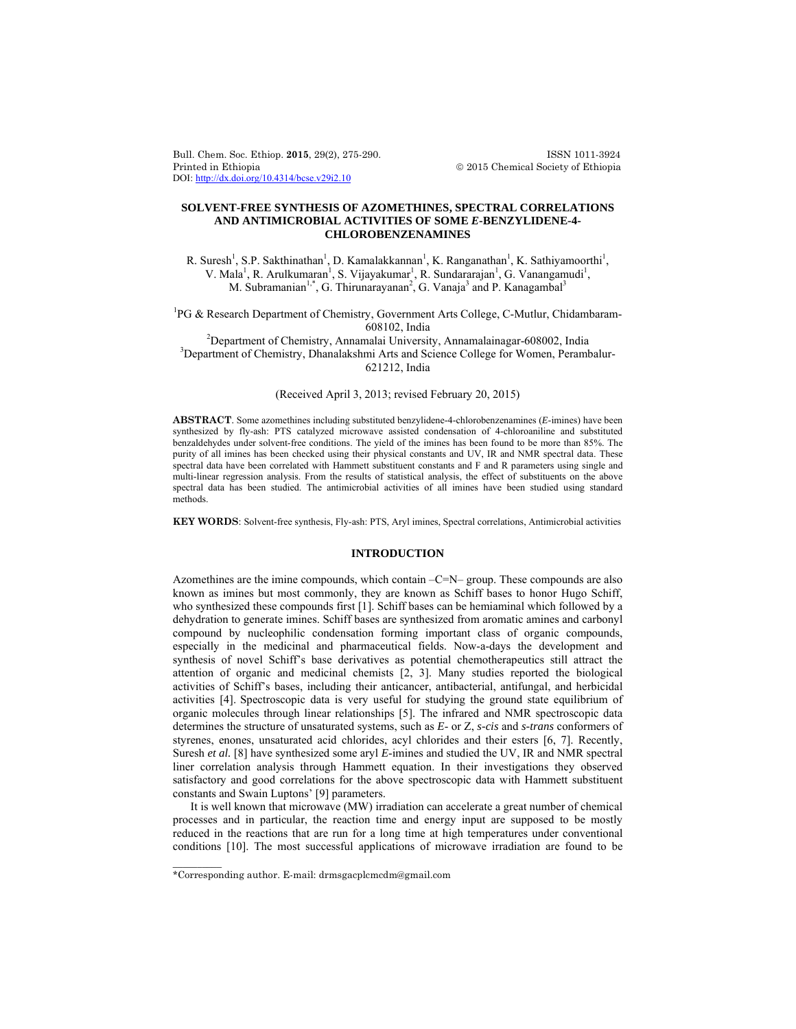# SOLVENT-FREE SYNTHESIS OF AZOMETHINES, SPECTRAL CORRELATIONS AND ANTIMICROBIAL ACTIVITIES OF SOME *E*-BENZYLIDENE-4-CHLOROBENZENAMINES

R. Suresh[1], S.P. Sakthinathan[1], D. Kamalakkannan[1], K. Ranganathan[1], K. Sathiyamoorthi[1], V. Mala[1], R. Arulkumaran[1], S. Vijayakumar[1], R. Sundararajan[1], G. Vanangamudi[1], M. Subramanian[1,*], G. Thirunarayanan[2], G. Vanaja[3] and P. Kanagambal[3]

[1]PG & Research Department of Chemistry, Government Arts College, C-Mutlur, Chidambaram-608102, India

[2]Department of Chemistry, Annamalai University, Annamalainagar-608002, India

[3]Department of Chemistry, Dhanalakshmi Arts and Science College for Women, Perambalur-621212, India

(Received April 3, 2013; revised February 20, 2015)

**ABSTRACT**. Some azomethines including substituted benzylidene-4-chlorobenzenamines (*E*-imines) have been synthesized by fly-ash: PTS catalyzed microwave assisted condensation of 4-chloroaniline and substituted benzaldehydes under solvent-free conditions. The yield of the imines has been found to be more than 85%. The purity of all imines has been checked using their physical constants and UV, IR and NMR spectral data. These spectral data have been correlated with Hammett substituent constants and F and R parameters using single and multi-linear regression analysis. From the results of statistical analysis, the effect of substituents on the above spectral data has been studied. The antimicrobial activities of all imines have been studied using standard methods.

**KEY WORDS**: Solvent-free synthesis, Fly-ash: PTS, Aryl imines, Spectral correlations, Antimicrobial activities

## INTRODUCTION

Azomethines are the imine compounds, which contain –C=N– group. These compounds are also known as imines but most commonly, they are known as Schiff bases to honor Hugo Schiff, who synthesized these compounds first [1]. Schiff bases can be hemiaminal which followed by a dehydration to generate imines. Schiff bases are synthesized from aromatic amines and carbonyl compound by nucleophilic condensation forming important class of organic compounds, especially in the medicinal and pharmaceutical fields. Now-a-days the development and synthesis of novel Schiff's base derivatives as potential chemotherapeutics still attract the attention of organic and medicinal chemists [2, 3]. Many studies reported the biological activities of Schiff's bases, including their anticancer, antibacterial, antifungal, and herbicidal activities [4]. Spectroscopic data is very useful for studying the ground state equilibrium of organic molecules through linear relationships [5]. The infrared and NMR spectroscopic data determines the structure of unsaturated systems, such as *E*- or Z, *s-cis* and *s-trans* conformers of styrenes, enones, unsaturated acid chlorides, acyl chlorides and their esters [6, 7]. Recently, Suresh *et al.* [8] have synthesized some aryl *E*-imines and studied the UV, IR and NMR spectral liner correlation analysis through Hammett equation. In their investigations they observed satisfactory and good correlations for the above spectroscopic data with Hammett substituent constants and Swain Luptons' [9] parameters.

It is well known that microwave (MW) irradiation can accelerate a great number of chemical processes and in particular, the reaction time and energy input are supposed to be mostly reduced in the reactions that are run for a long time at high temperatures under conventional conditions [10]. The most successful applications of microwave irradiation are found to be

*Corresponding author. E-mail: drmsgacplcmcdm@gmail.com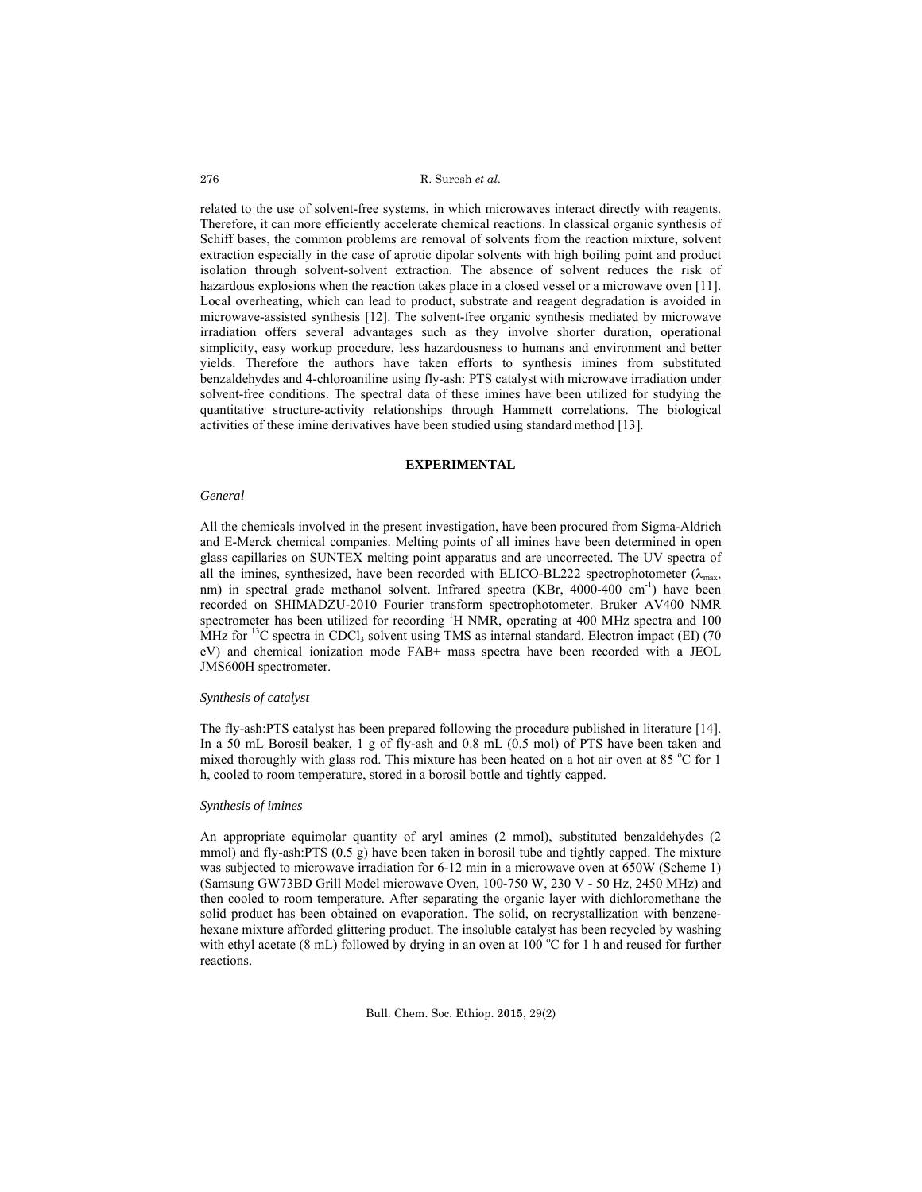related to the use of solvent-free systems, in which microwaves interact directly with reagents. Therefore, it can more efficiently accelerate chemical reactions. In classical organic synthesis of Schiff bases, the common problems are removal of solvents from the reaction mixture, solvent extraction especially in the case of aprotic dipolar solvents with high boiling point and product isolation through solvent-solvent extraction. The absence of solvent reduces the risk of hazardous explosions when the reaction takes place in a closed vessel or a microwave oven [11]. Local overheating, which can lead to product, substrate and reagent degradation is avoided in microwave-assisted synthesis [12]. The solvent-free organic synthesis mediated by microwave irradiation offers several advantages such as they involve shorter duration, operational simplicity, easy workup procedure, less hazardousness to humans and environment and better yields. Therefore the authors have taken efforts to synthesis imines from substituted benzaldehydes and 4-chloroaniline using fly-ash: PTS catalyst with microwave irradiation under solvent-free conditions. The spectral data of these imines have been utilized for studying the quantitative structure-activity relationships through Hammett correlations. The biological activities of these imine derivatives have been studied using standard method [13].

## EXPERIMENTAL

### *General*

All the chemicals involved in the present investigation, have been procured from Sigma-Aldrich and E-Merck chemical companies. Melting points of all imines have been determined in open glass capillaries on SUNTEX melting point apparatus and are uncorrected. The UV spectra of all the imines, synthesized, have been recorded with ELICO-BL222 spectrophotometer ($\lambda_{max}$, nm) in spectral grade methanol solvent. Infrared spectra (KBr, 4000-400 $cm^{-1}$) have been recorded on SHIMADZU-2010 Fourier transform spectrophotometer. Bruker AV400 NMR spectrometer has been utilized for recording $^{1}H$ NMR, operating at 400 MHz spectra and 100 MHz for $^{13}C$ spectra in $CDCl_3$ solvent using TMS as internal standard. Electron impact (EI) (70 eV) and chemical ionization mode FAB+ mass spectra have been recorded with a JEOL JMS600H spectrometer.

### *Synthesis of catalyst*

The fly-ash:PTS catalyst has been prepared following the procedure published in literature [14]. In a 50 mL Borosil beaker, 1 g of fly-ash and 0.8 mL (0.5 mol) of PTS have been taken and mixed thoroughly with glass rod. This mixture has been heated on a hot air oven at 85 °C for 1 h, cooled to room temperature, stored in a borosil bottle and tightly capped.

### *Synthesis of imines*

An appropriate equimolar quantity of aryl amines (2 mmol), substituted benzaldehydes (2 mmol) and fly-ash:PTS (0.5 g) have been taken in borosil tube and tightly capped. The mixture was subjected to microwave irradiation for 6-12 min in a microwave oven at 650W (Scheme 1) (Samsung GW73BD Grill Model microwave Oven, 100-750 W, 230 V - 50 Hz, 2450 MHz) and then cooled to room temperature. After separating the organic layer with dichloromethane the solid product has been obtained on evaporation. The solid, on recrystallization with benzene-hexane mixture afforded glittering product. The insoluble catalyst has been recycled by washing with ethyl acetate (8 mL) followed by drying in an oven at 100 °C for 1 h and reused for further reactions.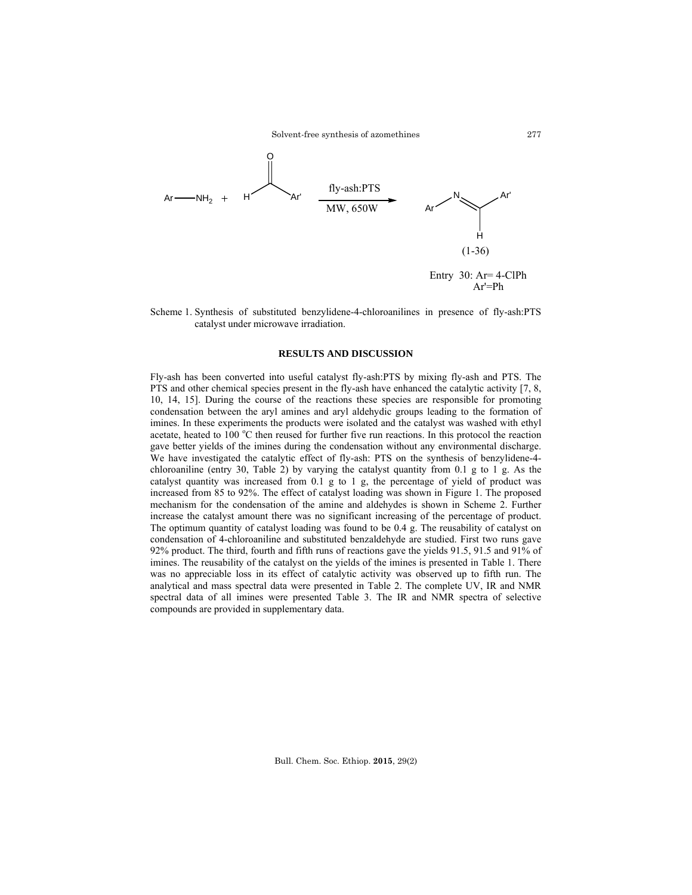Scheme 1. Synthesis of substituted benzylidene-4-chloroanilines in presence of fly-ash:PTS catalyst under microwave irradiation.

## RESULTS AND DISCUSSION

Fly-ash has been converted into useful catalyst fly-ash:PTS by mixing fly-ash and PTS. The PTS and other chemical species present in the fly-ash have enhanced the catalytic activity [7, 8, 10, 14, 15]. During the course of the reactions these species are responsible for promoting condensation between the aryl amines and aryl aldehydic groups leading to the formation of imines. In these experiments the products were isolated and the catalyst was washed with ethyl acetate, heated to 100 °C then reused for further five run reactions. In this protocol the reaction gave better yields of the imines during the condensation without any environmental discharge. We have investigated the catalytic effect of fly-ash: PTS on the synthesis of benzylidene-4-chloroaniline (entry 30, Table 2) by varying the catalyst quantity from 0.1 g to 1 g. As the catalyst quantity was increased from 0.1 g to 1 g, the percentage of yield of product was increased from 85 to 92%. The effect of catalyst loading was shown in Figure 1. The proposed mechanism for the condensation of the amine and aldehydes is shown in Scheme 2. Further increase the catalyst amount there was no significant increasing of the percentage of product. The optimum quantity of catalyst loading was found to be 0.4 g. The reusability of catalyst on condensation of 4-chloroaniline and substituted benzaldehyde are studied. First two runs gave 92% product. The third, fourth and fifth runs of reactions gave the yields 91.5, 91.5 and 91% of imines. The reusability of the catalyst on the yields of the imines is presented in Table 1. There was no appreciable loss in its effect of catalytic activity was observed up to fifth run. The analytical and mass spectral data were presented in Table 2. The complete UV, IR and NMR spectral data of all imines were presented Table 3. The IR and NMR spectra of selective compounds are provided in supplementary data.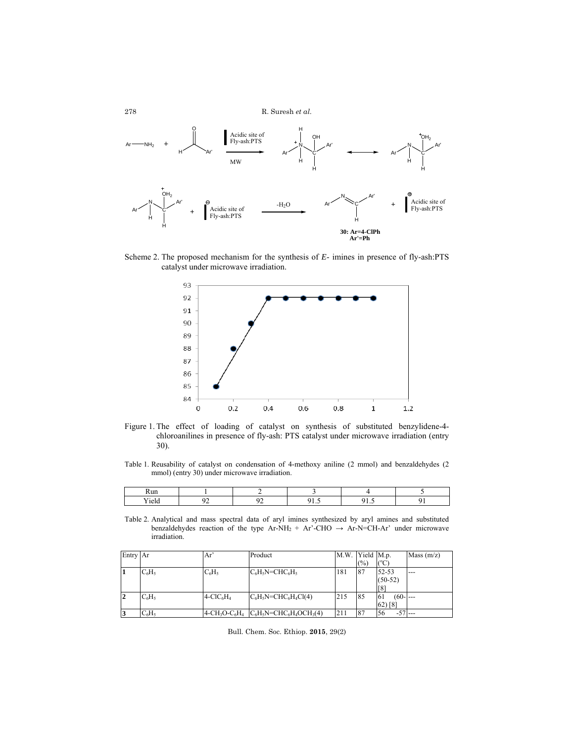Scheme 2. The proposed mechanism for the synthesis of *E*- imines in presence of fly-ash:PTS catalyst under microwave irradiation.

Figure 1. The effect of loading of catalyst on synthesis of substituted benzylidene-4-chloroanilines in presence of fly-ash: PTS catalyst under microwave irradiation (entry 30).

Table 1. Reusability of catalyst on condensation of 4-methoxy aniline (2 mmol) and benzaldehydes (2 mmol) (entry 30) under microwave irradiation.

| Run | 1 | 2 | 3 | 4 | 5 |
|---|---|---|---|---|---|
| Yield | 92 | 92 | 91.5 | 91.5 | 91 |

Table 2. Analytical and mass spectral data of aryl imines synthesized by aryl amines and substituted benzaldehydes reaction of the type Ar-$NH_2$ + Ar'-CHO → Ar-N=CH-Ar' under microwave irradiation.

| Entry | Ar | Ar' | Product | M.W. | Yield (%) | M.p. (°C) | Mass (m/z) |
|---|---|---|---|---|---|---|---|
| **1** | $C_6H_5$ | $C_6H_5$ | $C_6H_5N=CHC_6H_5$ | 181 | 87 | 52-53 (50-52) [8] | --- |
| **2** | $C_6H_5$ | 4-Cl$C_6H_4$ | $C_6H_5N=CHC_6H_4Cl(4)$ | 215 | 85 | 61 (60-62) [8] | --- |
| **3** | $C_6H_5$ | 4-$CH_3O$-$C_6H_4$ | $C_6H_5N=CHC_6H_4OCH_3(4)$ | 211 | 87 | 56 -57 | --- |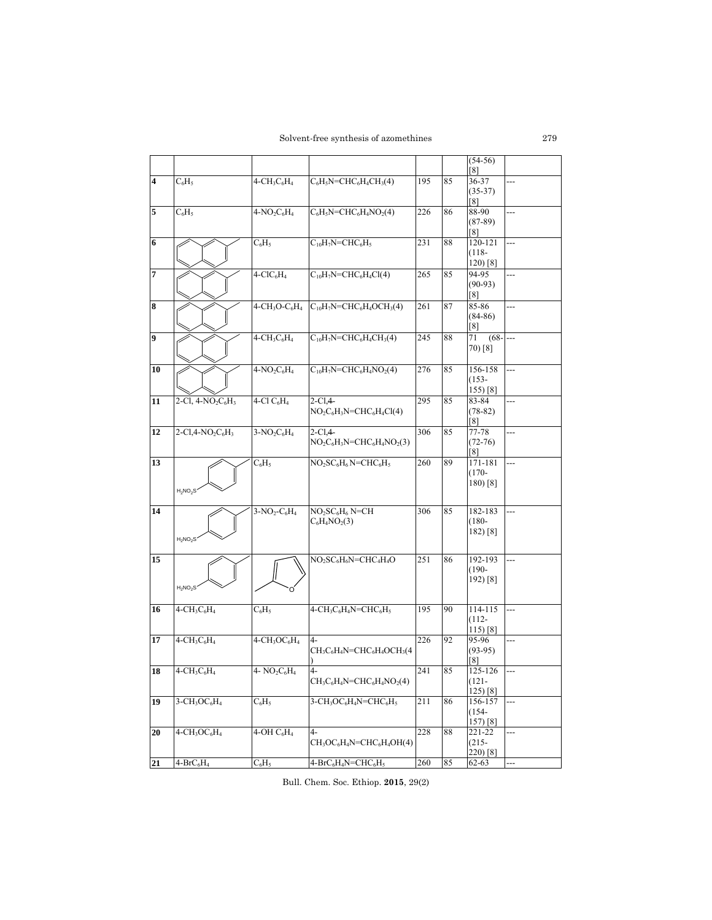| | | | | | | | |
|---|---|---|---|---|---|---|---|
| | | | | | | (54-56) [8] | |
| **4** | $C_6H_5$ | 4-$CH_3C_6H_4$ | $C_6H_5N$=$CHC_6H_4CH_3$(4) | 195 | 85 | 36-37 (35-37) [8] | --- |
| **5** | $C_6H_5$ | 4-$NO_2C_6H_4$ | $C_6H_5N$=$CHC_6H_4NO_2$(4) | 226 | 86 | 88-90 (87-89) [8] | --- |
| **6** | (naphthyl) | $C_6H_5$ | $C_{10}H_7N$=$CHC_6H_5$ | 231 | 88 | 120-121 (118-120) [8] | --- |
| **7** | (naphthyl) | 4-$ClC_6H_4$ | $C_{10}H_7N$=$CHC_6H_4Cl$(4) | 265 | 85 | 94-95 (90-93) [8] | --- |
| **8** | (naphthyl) | 4-$CH_3O$-$C_6H_4$ | $C_{10}H_7N$=$CHC_6H_4OCH_3$(4) | 261 | 87 | 85-86 (84-86) [8] | --- |
| **9** | (naphthyl) | 4-$CH_3C_6H_4$ | $C_{10}H_7N$=$CHC_6H_4CH_3$(4) | 245 | 88 | 71 (68-70) [8] | --- |
| **10** | (naphthyl) | 4-$NO_2C_6H_4$ | $C_{10}H_7N$=$CHC_6H_4NO_2$(4) | 276 | 85 | 156-158 (153-155) [8] | --- |
| **11** | 2-Cl, 4-$NO_2C_6H_3$ | 4-Cl $C_6H_4$ | 2-Cl,4-$NO_2C_6H_3N$=$CHC_6H_4Cl$(4) | 295 | 85 | 83-84 (78-82) [8] | --- |
| **12** | 2-Cl,4-$NO_2C_6H_3$ | 3-$NO_2C_6H_4$ | 2-Cl,4-$NO_2C_6H_3N$=$CHC_6H_4NO_2$(3) | 306 | 85 | 77-78 (72-76) [8] | --- |
| **13** | $H_2NO_2S$-$C_6H_4$ | $C_6H_5$ | $NO_2SC_6H_6$ N=$CHC_6H_5$ | 260 | 89 | 171-181 (170-180) [8] | --- |
| **14** | $H_2NO_2S$-$C_6H_4$ | 3-$NO_2$-$C_6H_4$ | $NO_2SC_6H_6$ N=CH $C_6H_4NO_2$(3) | 306 | 85 | 182-183 (180-182) [8] | --- |
| **15** | $H_2NO_2S$-$C_6H_4$ | (2-furyl) | $NO_2SC_6H_6N$=$CHC_4H_4O$ | 251 | 86 | 192-193 (190-192) [8] | --- |
| **16** | 4-$CH_3C_6H_4$ | $C_6H_5$ | 4-$CH_3C_6H_4N$=$CHC_6H_5$ | 195 | 90 | 114-115 (112-115) [8] | --- |
| **17** | 4-$CH_3C_6H_4$ | 4-$CH_3OC_6H_4$ | 4-$CH_3C_6H_4N$=$CHC_6H_4OCH_3$(4) | 226 | 92 | 95-96 (93-95) [8] | --- |
| **18** | 4-$CH_3C_6H_4$ | 4- $NO_2C_6H_4$ | 4-$CH_3C_6H_4N$=$CHC_6H_4NO_2$(4) | 241 | 85 | 125-126 (121-125) [8] | --- |
| **19** | 3-$CH_3OC_6H_4$ | $C_6H_5$ | 3-$CH_3OC_6H_4N$=$CHC_6H_5$ | 211 | 86 | 156-157 (154-157) [8] | --- |
| **20** | 4-$CH_3OC_6H_4$ | 4-OH $C_6H_4$ | 4-$CH_3OC_6H_4N$=$CHC_6H_4OH$(4) | 228 | 88 | 221-22 (215-220) [8] | --- |
| **21** | 4-$BrC_6H_4$ | $C_6H_5$ | 4-$BrC_6H_4N$=$CHC_6H_5$ | 260 | 85 | 62-63 | --- |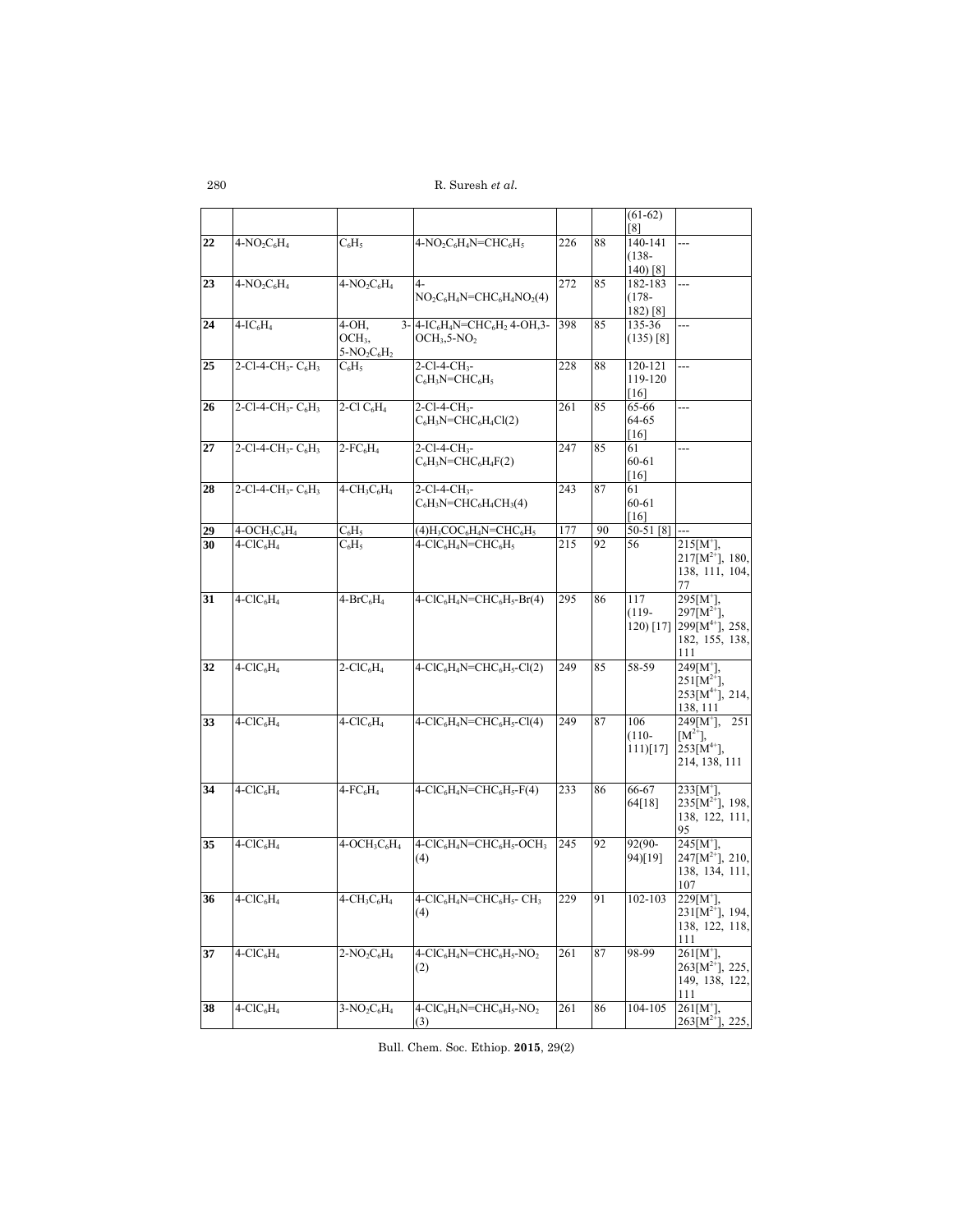| | | | | | | | |
|---|---|---|---|---|---|---|---|
| | | | | | | (61-62) [8] | |
| 22 | 4-$NO_2C_6H_4$ | $C_6H_5$ | 4-$NO_2C_6H_4N$=$CHC_6H_5$ | 226 | 88 | 140-141 (138-140) [8] | --- |
| 23 | 4-$NO_2C_6H_4$ | 4-$NO_2C_6H_4$ | 4-$NO_2C_6H_4N$=$CHC_6H_4NO_2$(4) | 272 | 85 | 182-183 (178-182) [8] | --- |
| 24 | 4-$IC_6H_4$ | 4-OH, 3-$OCH_3$, 5-$NO_2C_6H_2$ | 4-$IC_6H_4N$=$CHC_6H_2$ 4-OH,3-$OCH_3$,5-$NO_2$ | 398 | 85 | 135-36 (135) [8] | --- |
| 25 | 2-Cl-4-$CH_3$- $C_6H_3$ | $C_6H_5$ | 2-Cl-4-$CH_3$-$C_6H_3N$=$CHC_6H_5$ | 228 | 88 | 120-121 119-120 [16] | --- |
| 26 | 2-Cl-4-$CH_3$- $C_6H_3$ | 2-Cl $C_6H_4$ | 2-Cl-4-$CH_3$-$C_6H_3N$=$CHC_6H_4Cl$(2) | 261 | 85 | 65-66 64-65 [16] | --- |
| 27 | 2-Cl-4-$CH_3$- $C_6H_3$ | 2-$FC_6H_4$ | 2-Cl-4-$CH_3$-$C_6H_3N$=$CHC_6H_4F$(2) | 247 | 85 | 61 60-61 [16] | --- |
| 28 | 2-Cl-4-$CH_3$- $C_6H_3$ | 4-$CH_3C_6H_4$ | 2-Cl-4-$CH_3$-$C_6H_3N$=$CHC_6H_4CH_3$(4) | 243 | 87 | 61 60-61 [16] | |
| 29 | 4-$OCH_3C_6H_4$ | $C_6H_5$ | (4)$H_3COC_6H_4N$=$CHC_6H_5$ | 177 | 90 | 50-51 [8] | --- |
| 30 | 4-$ClC_6H_4$ | $C_6H_5$ | 4-$ClC_6H_4N$=$CHC_6H_5$ | 215 | 92 | 56 | 215[$M^+$], 217[$M^{2+}$], 180, 138, 111, 104, 77 |
| 31 | 4-$ClC_6H_4$ | 4-$BrC_6H_4$ | 4-$ClC_6H_4N$=$CHC_6H_5$-Br(4) | 295 | 86 | 117 (119-120) [17] | 295[$M^+$], 297[$M^{2+}$], 299[$M^{4+}$], 258, 182, 155, 138, 111 |
| 32 | 4-$ClC_6H_4$ | 2-$ClC_6H_4$ | 4-$ClC_6H_4N$=$CHC_6H_5$-Cl(2) | 249 | 85 | 58-59 | 249[$M^+$], 251[$M^{2+}$], 253[$M^{4+}$], 214, 138, 111 |
| 33 | 4-$ClC_6H_4$ | 4-$ClC_6H_4$ | 4-$ClC_6H_4N$=$CHC_6H_5$-Cl(4) | 249 | 87 | 106 (110-111)[17] | 249[$M^+$], 251 [$M^{2+}$], 253[$M^{4+}$], 214, 138, 111 |
| 34 | 4-$ClC_6H_4$ | 4-$FC_6H_4$ | 4-$ClC_6H_4N$=$CHC_6H_5$-F(4) | 233 | 86 | 66-67 64[18] | 233[$M^+$], 235[$M^{2+}$], 198, 138, 122, 111, 95 |
| 35 | 4-$ClC_6H_4$ | 4-$OCH_3C_6H_4$ | 4-$ClC_6H_4N$=$CHC_6H_5$-$OCH_3$ (4) | 245 | 92 | 92(90-94)[19] | 245[$M^+$], 247[$M^{2+}$], 210, 138, 134, 111, 107 |
| 36 | 4-$ClC_6H_4$ | 4-$CH_3C_6H_4$ | 4-$ClC_6H_4N$=$CHC_6H_5$- $CH_3$ (4) | 229 | 91 | 102-103 | 229[$M^+$], 231[$M^{2+}$], 194, 138, 122, 118, 111 |
| 37 | 4-$ClC_6H_4$ | 2-$NO_2C_6H_4$ | 4-$ClC_6H_4N$=$CHC_6H_5$-$NO_2$ (2) | 261 | 87 | 98-99 | 261[$M^+$], 263[$M^{2+}$], 225, 149, 138, 122, 111 |
| 38 | 4-$ClC_6H_4$ | 3-$NO_2C_6H_4$ | 4-$ClC_6H_4N$=$CHC_6H_5$-$NO_2$ (3) | 261 | 86 | 104-105 | 261[$M^+$], 263[$M^{2+}$], 225, |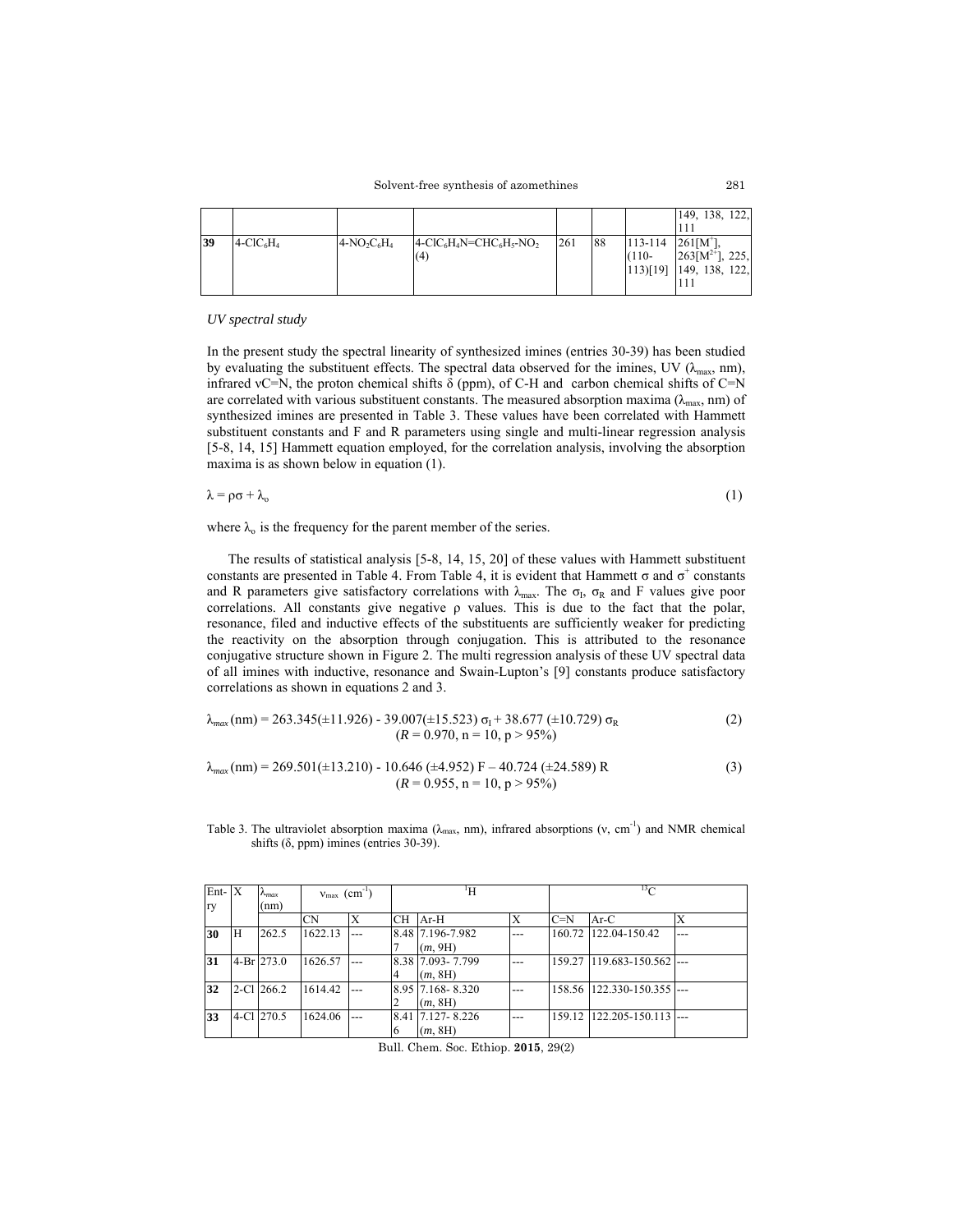| | | | | | | | 149, 122, 138, 111 |
|---|---|---|---|---|---|---|---|
| **39** | 4-$ClC_6H_4$ | 4-$NO_2C_6H_4$ | 4-$ClC_6H_4N$=$CHC_6H_5$-$NO_2$ (4) | 261 | 88 | 113-114 (110-113)[19] | 261[$M^+$], 263[$M^{2+}$], 225, 149, 138, 122, 111 |

*UV spectral study*

In the present study the spectral linearity of synthesized imines (entries 30-39) has been studied by evaluating the substituent effects. The spectral data observed for the imines, UV ($\lambda_{max}$, nm), infrared νC=N, the proton chemical shifts δ (ppm), of C-H and carbon chemical shifts of C=N are correlated with various substituent constants. The measured absorption maxima ($\lambda_{max}$, nm) of synthesized imines are presented in Table 3. These values have been correlated with Hammett substituent constants and F and R parameters using single and multi-linear regression analysis [5-8, 14, 15] Hammett equation employed, for the correlation analysis, involving the absorption maxima is as shown below in equation (1).

$$\lambda = \rho\sigma + \lambda_o \tag{1}$$

where $\lambda_o$ is the frequency for the parent member of the series.

The results of statistical analysis [5-8, 14, 15, 20] of these values with Hammett substituent constants are presented in Table 4. From Table 4, it is evident that Hammett σ and $\sigma^+$ constants and R parameters give satisfactory correlations with $\lambda_{max}$. The $\sigma_I$, $\sigma_R$ and F values give poor correlations. All constants give negative ρ values. This is due to the fact that the polar, resonance, filed and inductive effects of the substituents are sufficiently weaker for predicting the reactivity on the absorption through conjugation. This is attributed to the resonance conjugative structure shown in Figure 2. The multi regression analysis of these UV spectral data of all imines with inductive, resonance and Swain-Lupton's [9] constants produce satisfactory correlations as shown in equations 2 and 3.

$$\lambda_{max}\,(\text{nm}) = 263.345(\pm 11.926) - 39.007(\pm 15.523)\,\sigma_I + 38.677\,(\pm 10.729)\,\sigma_R \tag{2}$$
$$(R = 0.970,\ n = 10,\ p > 95\%)$$

$$\lambda_{max}\,(\text{nm}) = 269.501(\pm 13.210) - 10.646\,(\pm 4.952)\,F - 40.724\,(\pm 24.589)\,R \tag{3}$$
$$(R = 0.955,\ n = 10,\ p > 95\%)$$

Table 3. The ultraviolet absorption maxima ($\lambda_{max}$, nm), infrared absorptions (ν, $cm^{-1}$) and NMR chemical shifts (δ, ppm) imines (entries 30-39).

| Entry | X | $\lambda_{max}$ (nm) | $\nu_{max}$ ($cm^{-1}$) | | $^1H$ | | | $^{13}C$ | | |
|---|---|---|---|---|---|---|---|---|---|---|
| | | | CN | X | CH | Ar-H | X | C=N | Ar-C | X |
| **30** | H | 262.5 | 1622.13 | --- | 8.487 | 7.196-7.982 (*m*, 9H) | --- | 160.72 | 122.04-150.42 | --- |
| **31** | 4-Br | 273.0 | 1626.57 | --- | 8.384 | 7.093- 7.799 (*m*, 8H) | --- | 159.27 | 119.683-150.562 | --- |
| **32** | 2-Cl | 266.2 | 1614.42 | --- | 8.952 | 7.168- 8.320 (*m*, 8H) | --- | 158.56 | 122.330-150.355 | --- |
| **33** | 4-Cl | 270.5 | 1624.06 | --- | 8.416 | 7.127- 8.226 (*m*, 8H) | --- | 159.12 | 122.205-150.113 | --- |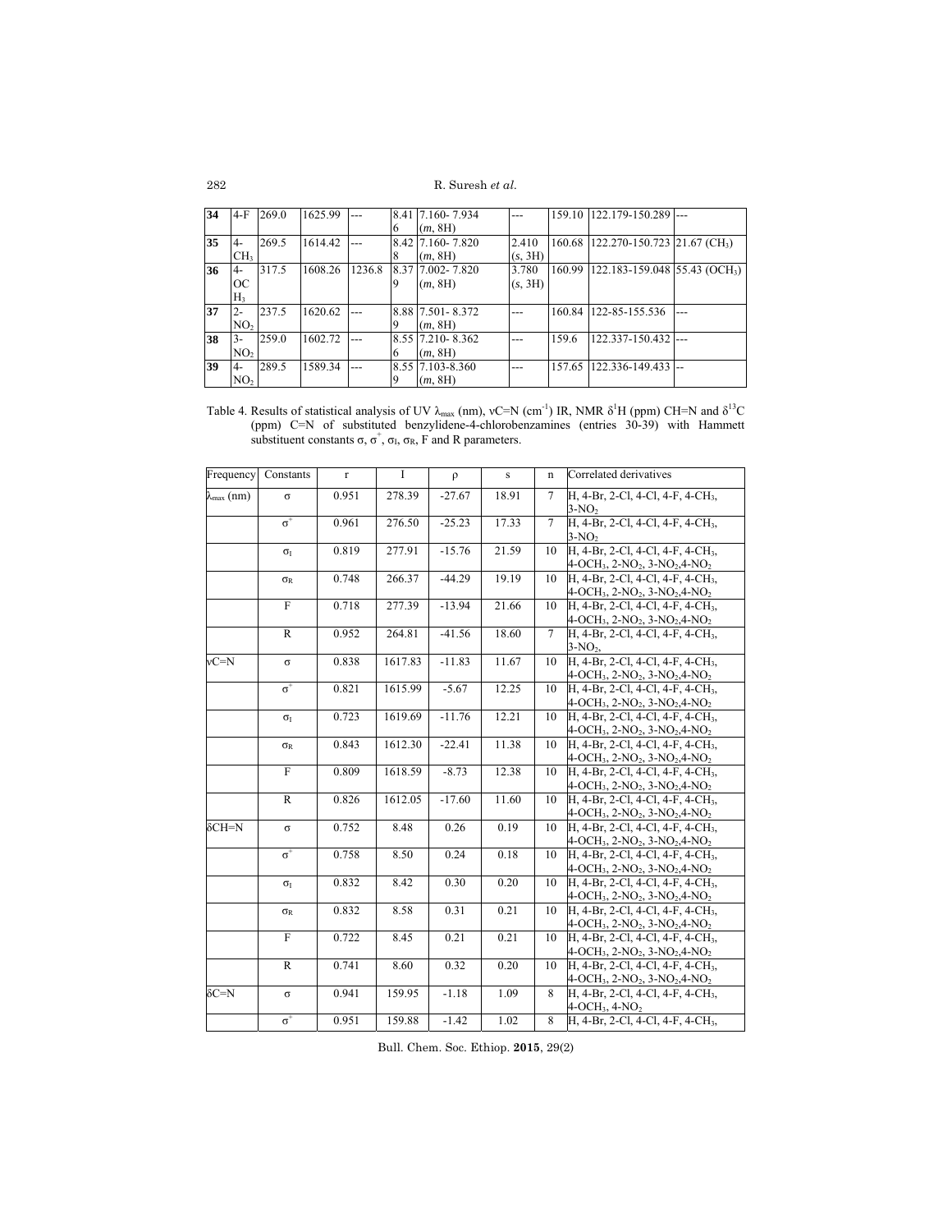| 34 | 4-F | 269.0 | 1625.99 | --- | 8.416 | 7.160- 7.934 (*m*, 8H) | --- | 159.10 | 122.179-150.289 | --- |
|---|---|---|---|---|---|---|---|---|---|---|
| 35 | 4-$CH_3$ | 269.5 | 1614.42 | --- | 8.428 | 7.160- 7.820 (*m*, 8H) | 2.410 (*s*, 3H) | 160.68 | 122.270-150.723 | 21.67 ($CH_3$) |
| 36 | 4-$OCH_3$ | 317.5 | 1608.26 | 1236.8 | 8.379 | 7.002- 7.820 (*m*, 8H) | 3.780 (*s*, 3H) | 160.99 | 122.183-159.048 | 55.43 ($OCH_3$) |
| 37 | 2-$NO_2$ | 237.5 | 1620.62 | --- | 8.889 | 7.501- 8.372 (*m*, 8H) | --- | 160.84 | 122-85-155.536 | --- |
| 38 | 3-$NO_2$ | 259.0 | 1602.72 | --- | 8.556 | 7.210- 8.362 (*m*, 8H) | --- | 159.6 | 122.337-150.432 | --- |
| 39 | 4-$NO_2$ | 289.5 | 1589.34 | --- | 8.559 | 7.103-8.360 (*m*, 8H) | --- | 157.65 | 122.336-149.433 | -- |

Table 4. Results of statistical analysis of UV $\lambda_{max}$ (nm), $\nu$C=N ($cm^{-1}$) IR, NMR $\delta^1$H (ppm) CH=N and $\delta^{13}$C (ppm) C=N of substituted benzylidene-4-chlorobenzamines (entries 30-39) with Hammett substituent constants $\sigma$, $\sigma^+$, $\sigma_I$, $\sigma_R$, F and R parameters.

| Frequency | Constants | r | I | ρ | s | n | Correlated derivatives |
|---|---|---|---|---|---|---|---|
| $\lambda_{max}$ (nm) | $\sigma$ | 0.951 | 278.39 | -27.67 | 18.91 | 7 | H, 4-Br, 2-Cl, 4-Cl, 4-F, 4-$CH_3$, 3-$NO_2$ |
| | $\sigma^+$ | 0.961 | 276.50 | -25.23 | 17.33 | 7 | H, 4-Br, 2-Cl, 4-Cl, 4-F, 4-$CH_3$, 3-$NO_2$ |
| | $\sigma_I$ | 0.819 | 277.91 | -15.76 | 21.59 | 10 | H, 4-Br, 2-Cl, 4-Cl, 4-F, 4-$CH_3$, 4-$OCH_3$, 2-$NO_2$, 3-$NO_2$,4-$NO_2$ |
| | $\sigma_R$ | 0.748 | 266.37 | -44.29 | 19.19 | 10 | H, 4-Br, 2-Cl, 4-Cl, 4-F, 4-$CH_3$, 4-$OCH_3$, 2-$NO_2$, 3-$NO_2$,4-$NO_2$ |
| | F | 0.718 | 277.39 | -13.94 | 21.66 | 10 | H, 4-Br, 2-Cl, 4-Cl, 4-F, 4-$CH_3$, 4-$OCH_3$, 2-$NO_2$, 3-$NO_2$,4-$NO_2$ |
| | R | 0.952 | 264.81 | -41.56 | 18.60 | 7 | H, 4-Br, 2-Cl, 4-Cl, 4-F, 4-$CH_3$, 3-$NO_2$, |
| $\nu$C=N | $\sigma$ | 0.838 | 1617.83 | -11.83 | 11.67 | 10 | H, 4-Br, 2-Cl, 4-Cl, 4-F, 4-$CH_3$, 4-$OCH_3$, 2-$NO_2$, 3-$NO_2$,4-$NO_2$ |
| | $\sigma^+$ | 0.821 | 1615.99 | -5.67 | 12.25 | 10 | H, 4-Br, 2-Cl, 4-Cl, 4-F, 4-$CH_3$, 4-$OCH_3$, 2-$NO_2$, 3-$NO_2$,4-$NO_2$ |
| | $\sigma_I$ | 0.723 | 1619.69 | -11.76 | 12.21 | 10 | H, 4-Br, 2-Cl, 4-Cl, 4-F, 4-$CH_3$, 4-$OCH_3$, 2-$NO_2$, 3-$NO_2$,4-$NO_2$ |
| | $\sigma_R$ | 0.843 | 1612.30 | -22.41 | 11.38 | 10 | H, 4-Br, 2-Cl, 4-Cl, 4-F, 4-$CH_3$, 4-$OCH_3$, 2-$NO_2$, 3-$NO_2$,4-$NO_2$ |
| | F | 0.809 | 1618.59 | -8.73 | 12.38 | 10 | H, 4-Br, 2-Cl, 4-Cl, 4-F, 4-$CH_3$, 4-$OCH_3$, 2-$NO_2$, 3-$NO_2$,4-$NO_2$ |
| | R | 0.826 | 1612.05 | -17.60 | 11.60 | 10 | H, 4-Br, 2-Cl, 4-Cl, 4-F, 4-$CH_3$, 4-$OCH_3$, 2-$NO_2$, 3-$NO_2$,4-$NO_2$ |
| $\delta$CH=N | $\sigma$ | 0.752 | 8.48 | 0.26 | 0.19 | 10 | H, 4-Br, 2-Cl, 4-Cl, 4-F, 4-$CH_3$, 4-$OCH_3$, 2-$NO_2$, 3-$NO_2$,4-$NO_2$ |
| | $\sigma^+$ | 0.758 | 8.50 | 0.24 | 0.18 | 10 | H, 4-Br, 2-Cl, 4-Cl, 4-F, 4-$CH_3$, 4-$OCH_3$, 2-$NO_2$, 3-$NO_2$,4-$NO_2$ |
| | $\sigma_I$ | 0.832 | 8.42 | 0.30 | 0.20 | 10 | H, 4-Br, 2-Cl, 4-Cl, 4-F, 4-$CH_3$, 4-$OCH_3$, 2-$NO_2$, 3-$NO_2$,4-$NO_2$ |
| | $\sigma_R$ | 0.832 | 8.58 | 0.31 | 0.21 | 10 | H, 4-Br, 2-Cl, 4-Cl, 4-F, 4-$CH_3$, 4-$OCH_3$, 2-$NO_2$, 3-$NO_2$,4-$NO_2$ |
| | F | 0.722 | 8.45 | 0.21 | 0.21 | 10 | H, 4-Br, 2-Cl, 4-Cl, 4-F, 4-$CH_3$, 4-$OCH_3$, 2-$NO_2$, 3-$NO_2$,4-$NO_2$ |
| | R | 0.741 | 8.60 | 0.32 | 0.20 | 10 | H, 4-Br, 2-Cl, 4-Cl, 4-F, 4-$CH_3$, 4-$OCH_3$, 2-$NO_2$, 3-$NO_2$,4-$NO_2$ |
| $\delta$C=N | $\sigma$ | 0.941 | 159.95 | -1.18 | 1.09 | 8 | H, 4-Br, 2-Cl, 4-Cl, 4-F, 4-$CH_3$, 4-$OCH_3$, 4-$NO_2$ |
| | $\sigma^+$ | 0.951 | 159.88 | -1.42 | 1.02 | 8 | H, 4-Br, 2-Cl, 4-Cl, 4-F, 4-$CH_3$, |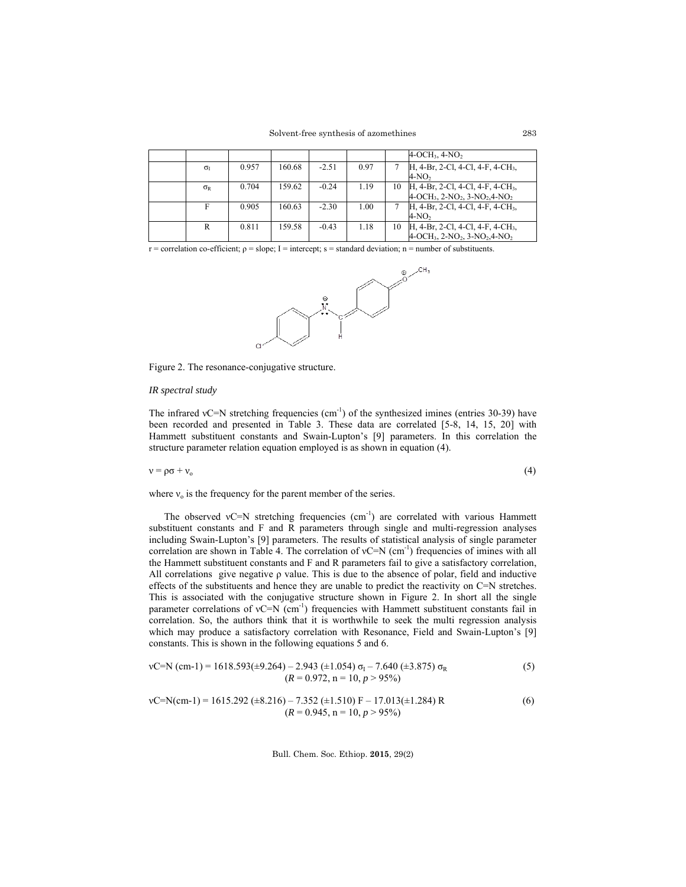|  |  |  |  |  |  |  | 4-$OCH_3$, 4-$NO_2$ |
|---|---|---|---|---|---|---|---|
|  | $\sigma_I$ | 0.957 | 160.68 | -2.51 | 0.97 | 7 | H, 4-Br, 2-Cl, 4-Cl, 4-F, 4-$CH_3$, 4-$NO_2$ |
|  | $\sigma_R$ | 0.704 | 159.62 | -0.24 | 1.19 | 10 | H, 4-Br, 2-Cl, 4-Cl, 4-F, 4-$CH_3$, 4-$OCH_3$, 2-$NO_2$, 3-$NO_2$,4-$NO_2$ |
|  | F | 0.905 | 160.63 | -2.30 | 1.00 | 7 | H, 4-Br, 2-Cl, 4-Cl, 4-F, 4-$CH_3$, 4-$NO_2$ |
|  | R | 0.811 | 159.58 | -0.43 | 1.18 | 10 | H, 4-Br, 2-Cl, 4-Cl, 4-F, 4-$CH_3$, 4-$OCH_3$, 2-$NO_2$, 3-$NO_2$,4-$NO_2$ |

r = correlation co-efficient; ρ = slope; I = intercept; s = standard deviation; n = number of substituents.

Figure 2. The resonance-conjugative structure.

*IR spectral study*

The infrared νC=N stretching frequencies ($cm^{-1}$) of the synthesized imines (entries 30-39) have been recorded and presented in Table 3. These data are correlated [5-8, 14, 15, 20] with Hammett substituent constants and Swain-Lupton's [9] parameters. In this correlation the structure parameter relation equation employed is as shown in equation (4).

$$\nu = \rho\sigma + \nu_o \tag{4}$$

where $\nu_o$ is the frequency for the parent member of the series.

The observed νC=N stretching frequencies ($cm^{-1}$) are correlated with various Hammett substituent constants and F and R parameters through single and multi-regression analyses including Swain-Lupton's [9] parameters. The results of statistical analysis of single parameter correlation are shown in Table 4. The correlation of νC=N ($cm^{-1}$) frequencies of imines with all the Hammett substituent constants and F and R parameters fail to give a satisfactory correlation, All correlations give negative ρ value. This is due to the absence of polar, field and inductive effects of the substituents and hence they are unable to predict the reactivity on C=N stretches. This is associated with the conjugative structure shown in Figure 2. In short all the single parameter correlations of νC=N ($cm^{-1}$) frequencies with Hammett substituent constants fail in correlation. So, the authors think that it is worthwhile to seek the multi regression analysis which may produce a satisfactory correlation with Resonance, Field and Swain-Lupton's [9] constants. This is shown in the following equations 5 and 6.

$$\nu C{=}N\ (cm\text{-}1) = 1618.593(\pm 9.264) - 2.943\ (\pm 1.054)\ \sigma_I - 7.640\ (\pm 3.875)\ \sigma_R \tag{5}$$
$$(R = 0.972,\ n = 10,\ p > 95\%)$$

$$\nu C{=}N(cm\text{-}1) = 1615.292\ (\pm 8.216) - 7.352\ (\pm 1.510)\ F - 17.013(\pm 1.284)\ R \tag{6}$$
$$(R = 0.945,\ n = 10,\ p > 95\%)$$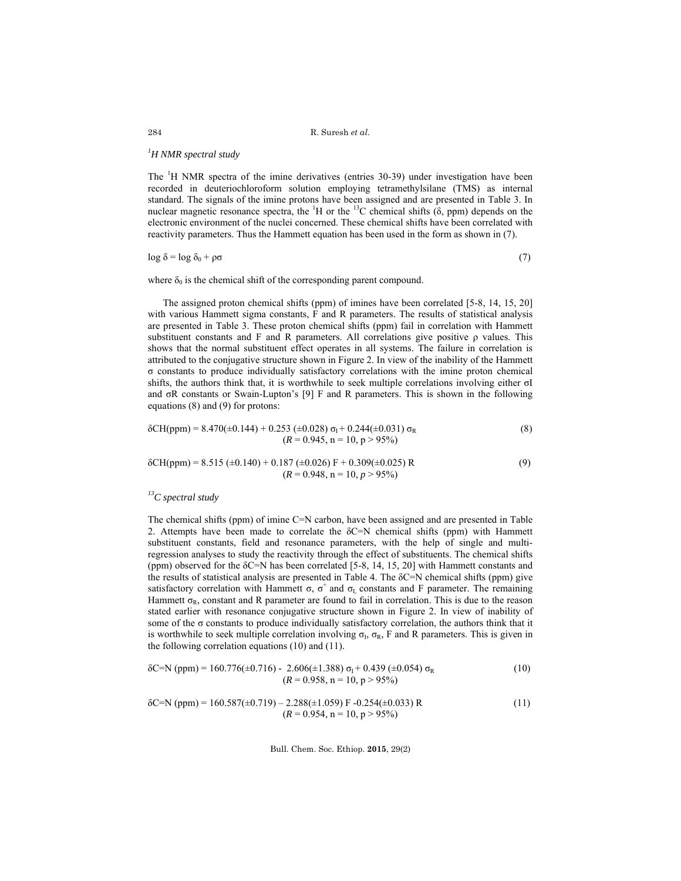### $^{1}H$ NMR spectral study

The $^{1}$H NMR spectra of the imine derivatives (entries 30-39) under investigation have been recorded in deuteriochloroform solution employing tetramethylsilane (TMS) as internal standard. The signals of the imine protons have been assigned and are presented in Table 3. In nuclear magnetic resonance spectra, the $^{1}$H or the $^{13}$C chemical shifts ($\delta$, ppm) depends on the electronic environment of the nuclei concerned. These chemical shifts have been correlated with reactivity parameters. Thus the Hammett equation has been used in the form as shown in (7).

$$\log \delta = \log \delta_0 + \rho\sigma \tag{7}$$

where $\delta_0$ is the chemical shift of the corresponding parent compound.

The assigned proton chemical shifts (ppm) of imines have been correlated [5-8, 14, 15, 20] with various Hammett sigma constants, F and R parameters. The results of statistical analysis are presented in Table 3. These proton chemical shifts (ppm) fail in correlation with Hammett substituent constants and F and R parameters. All correlations give positive $\rho$ values. This shows that the normal substituent effect operates in all systems. The failure in correlation is attributed to the conjugative structure shown in Figure 2. In view of the inability of the Hammett $\sigma$ constants to produce individually satisfactory correlations with the imine proton chemical shifts, the authors think that, it is worthwhile to seek multiple correlations involving either $\sigma$I and $\sigma$R constants or Swain-Lupton's [9] F and R parameters. This is shown in the following equations (8) and (9) for protons:

$$\delta CH(ppm) = 8.470(\pm 0.144) + 0.253\ (\pm 0.028)\ \sigma_I + 0.244(\pm 0.031)\ \sigma_R \tag{8}$$
$$(R = 0.945,\ n = 10,\ p > 95\%)$$

$$\delta CH(ppm) = 8.515\ (\pm 0.140) + 0.187\ (\pm 0.026)\ F + 0.309(\pm 0.025)\ R \tag{9}$$
$$(R = 0.948,\ n = 10,\ p > 95\%)$$

### $^{13}C$ spectral study

The chemical shifts (ppm) of imine C=N carbon, have been assigned and are presented in Table 2. Attempts have been made to correlate the $\delta$C=N chemical shifts (ppm) with Hammett substituent constants, field and resonance parameters, with the help of single and multi-regression analyses to study the reactivity through the effect of substituents. The chemical shifts (ppm) observed for the $\delta$C=N has been correlated [5-8, 14, 15, 20] with Hammett constants and the results of statistical analysis are presented in Table 4. The $\delta$C=N chemical shifts (ppm) give satisfactory correlation with Hammett $\sigma$, $\sigma^{+}$ and $\sigma_L$ constants and F parameter. The remaining Hammett $\sigma_R$, constant and R parameter are found to fail in correlation. This is due to the reason stated earlier with resonance conjugative structure shown in Figure 2. In view of inability of some of the $\sigma$ constants to produce individually satisfactory correlation, the authors think that it is worthwhile to seek multiple correlation involving $\sigma_I$, $\sigma_R$, F and R parameters. This is given in the following correlation equations (10) and (11).

$$\delta C{=}N\ (ppm) = 160.776(\pm 0.716) - 2.606(\pm 1.388)\ \sigma_I + 0.439\ (\pm 0.054)\ \sigma_R \tag{10}$$
$$(R = 0.958,\ n = 10,\ p > 95\%)$$

$$\delta C{=}N\ (ppm) = 160.587(\pm 0.719) - 2.288(\pm 1.059)\ F - 0.254(\pm 0.033)\ R \tag{11}$$
$$(R = 0.954,\ n = 10,\ p > 95\%)$$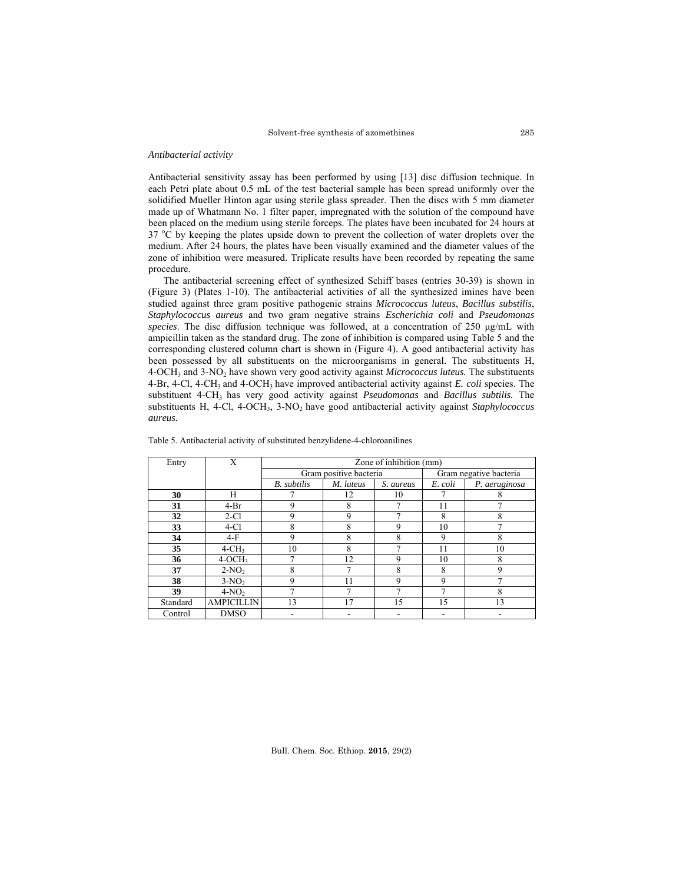*Antibacterial activity*

Antibacterial sensitivity assay has been performed by using [13] disc diffusion technique. In each Petri plate about 0.5 mL of the test bacterial sample has been spread uniformly over the solidified Mueller Hinton agar using sterile glass spreader. Then the discs with 5 mm diameter made up of Whatmann No. 1 filter paper, impregnated with the solution of the compound have been placed on the medium using sterile forceps. The plates have been incubated for 24 hours at 37 $^{o}$C by keeping the plates upside down to prevent the collection of water droplets over the medium. After 24 hours, the plates have been visually examined and the diameter values of the zone of inhibition were measured. Triplicate results have been recorded by repeating the same procedure.

The antibacterial screening effect of synthesized Schiff bases (entries 30-39) is shown in (Figure 3) (Plates 1-10). The antibacterial activities of all the synthesized imines have been studied against three gram positive pathogenic strains *Micrococcus luteus*, *Bacillus substilis*, *Staphylococcus aureus* and two gram negative strains *Escherichia coli* and *Pseudomonas species*. The disc diffusion technique was followed, at a concentration of 250 µg/mL with ampicillin taken as the standard drug. The zone of inhibition is compared using Table 5 and the corresponding clustered column chart is shown in (Figure 4). A good antibacterial activity has been possessed by all substituents on the microorganisms in general. The substituents H, 4-$OCH_3$ and 3-$NO_2$ have shown very good activity against *Micrococcus luteus.* The substituents 4-Br, 4-Cl, 4-$CH_3$ and 4-$OCH_3$ have improved antibacterial activity against *E. coli* species. The substituent 4-$CH_3$ has very good activity against *Pseudomonas* and *Bacillus subtilis.* The substituents H, 4-Cl, 4-$OCH_3$, 3-$NO_2$ have good antibacterial activity against *Staphylococcus aureus.*

Table 5. Antibacterial activity of substituted benzylidene-4-chloroanilines

| Entry | X | Zone of inhibition (mm) | | | | |
|---|---|---|---|---|---|---|
| | | Gram positive bacteria | | | Gram negative bacteria | |
| | | *B. subtilis* | *M. luteus* | *S. aureus* | *E. coli* | *P. aeruginosa* |
| **30** | H | 7 | 12 | 10 | 7 | 8 |
| **31** | 4-Br | 9 | 8 | 7 | 11 | 7 |
| **32** | 2-Cl | 9 | 9 | 7 | 8 | 8 |
| **33** | 4-Cl | 8 | 8 | 9 | 10 | 7 |
| **34** | 4-F | 9 | 8 | 8 | 9 | 8 |
| **35** | 4-$CH_3$ | 10 | 8 | 7 | 11 | 10 |
| **36** | 4-$OCH_3$ | 7 | 12 | 9 | 10 | 8 |
| **37** | 2-$NO_2$ | 8 | 7 | 8 | 8 | 9 |
| **38** | 3-$NO_2$ | 9 | 11 | 9 | 9 | 7 |
| **39** | 4-$NO_2$ | 7 | 7 | 7 | 7 | 8 |
| Standard | AMPICILLIN | 13 | 17 | 15 | 15 | 13 |
| Control | DMSO | - | - | - | - | - |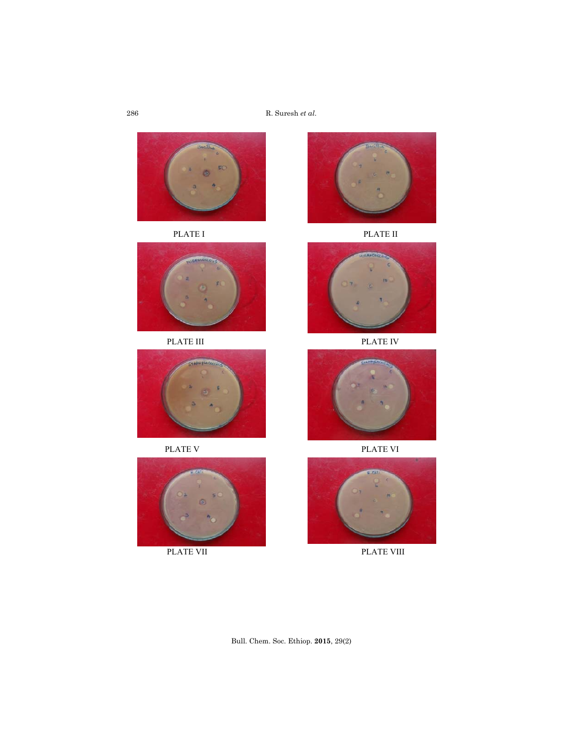PLATE I

PLATE II

PLATE III

PLATE IV

PLATE V

PLATE VI

PLATE VII

PLATE VIII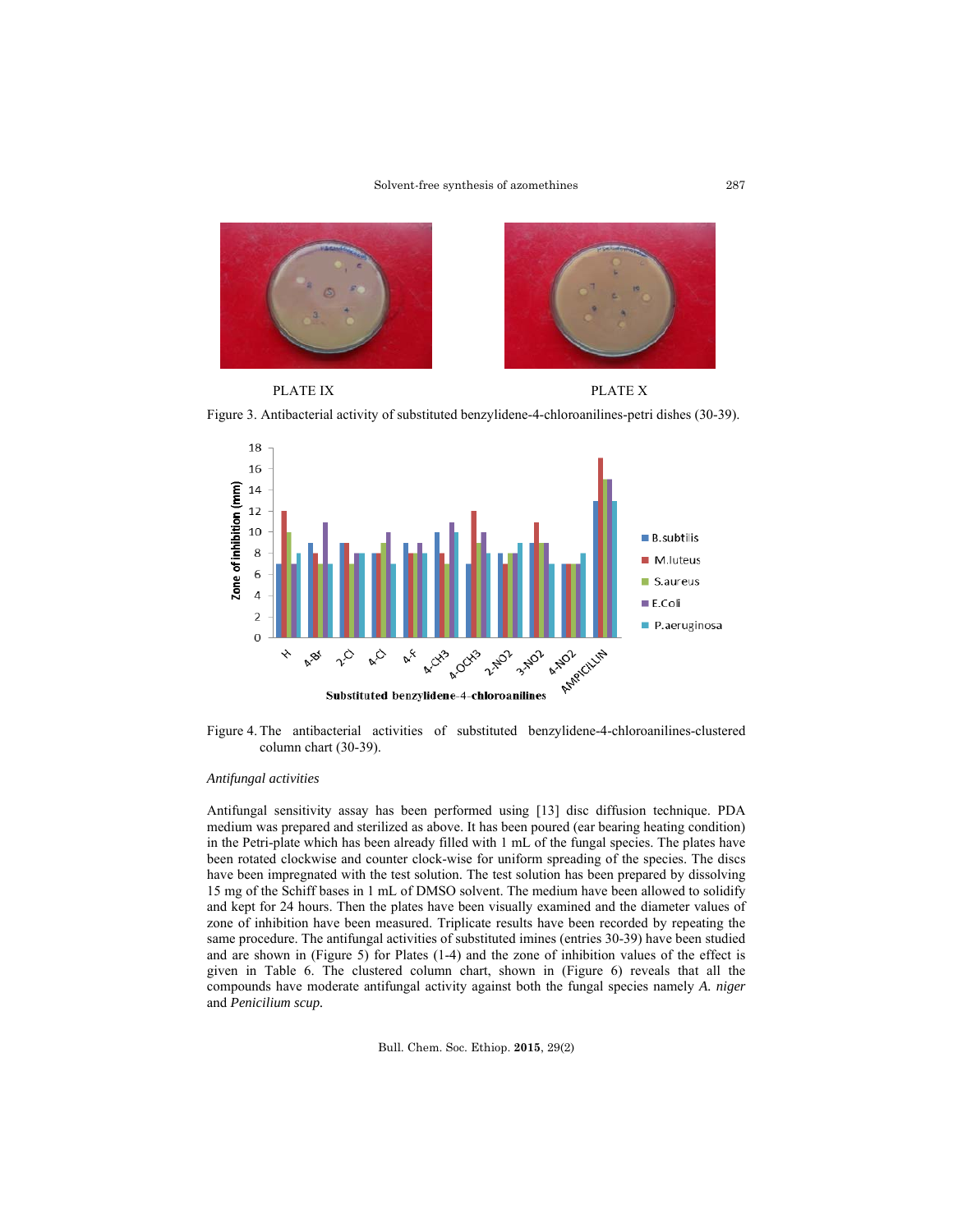PLATE IX

PLATE X

Figure 3. Antibacterial activity of substituted benzylidene-4-chloroanilines-petri dishes (30-39).

Figure 4. The antibacterial activities of substituted benzylidene-4-chloroanilines-clustered column chart (30-39).

*Antifungal activities*

Antifungal sensitivity assay has been performed using [13] disc diffusion technique. PDA medium was prepared and sterilized as above. It has been poured (ear bearing heating condition) in the Petri-plate which has been already filled with 1 mL of the fungal species. The plates have been rotated clockwise and counter clock-wise for uniform spreading of the species. The discs have been impregnated with the test solution. The test solution has been prepared by dissolving 15 mg of the Schiff bases in 1 mL of DMSO solvent. The medium have been allowed to solidify and kept for 24 hours. Then the plates have been visually examined and the diameter values of zone of inhibition have been measured. Triplicate results have been recorded by repeating the same procedure. The antifungal activities of substituted imines (entries 30-39) have been studied and are shown in (Figure 5) for Plates (1-4) and the zone of inhibition values of the effect is given in Table 6. The clustered column chart, shown in (Figure 6) reveals that all the compounds have moderate antifungal activity against both the fungal species namely *A. niger* and *Penicilium scup.*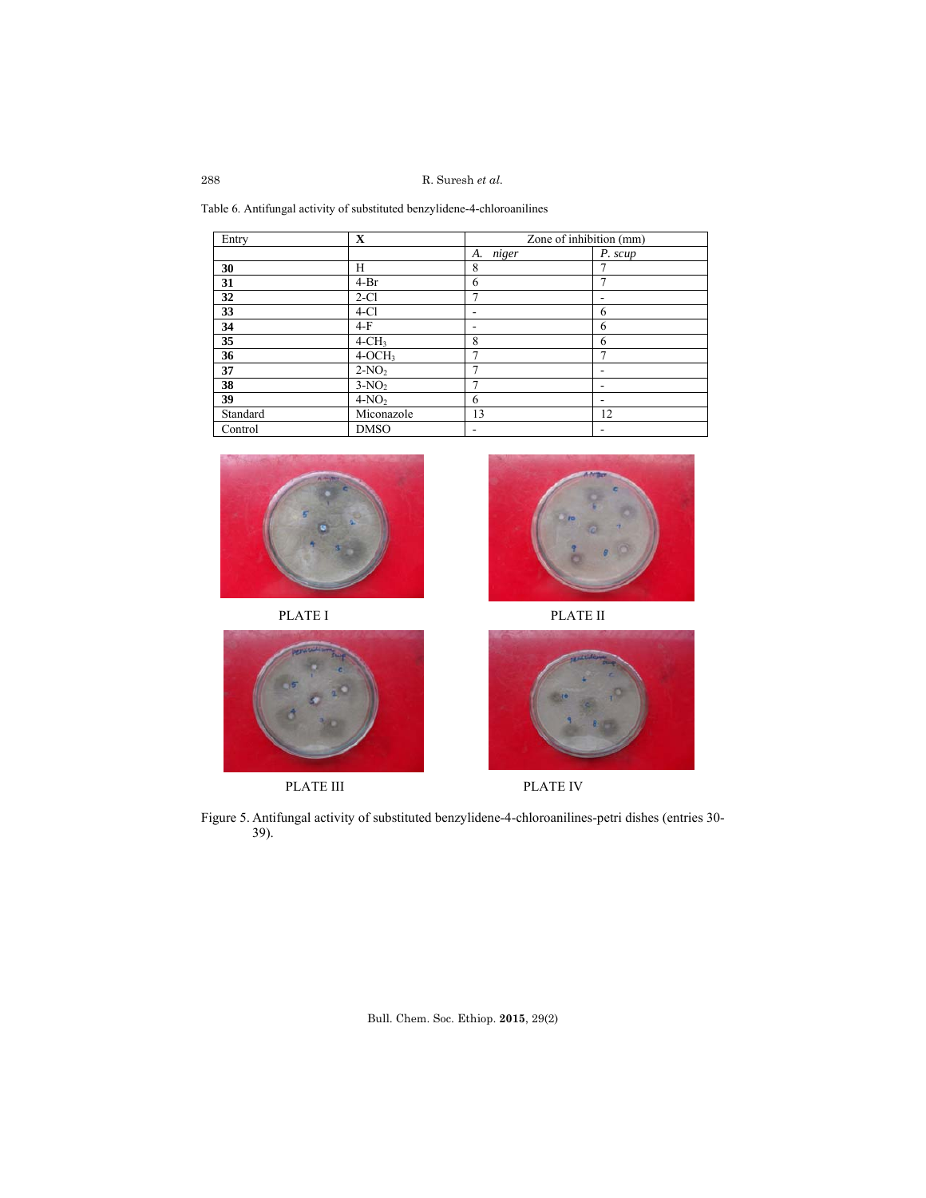Table 6. Antifungal activity of substituted benzylidene-4-chloroanilines

| Entry | X | Zone of inhibition (mm) | |
|---|---|---|---|
| | | *A. niger* | *P. scup* |
| **30** | H | 8 | 7 |
| **31** | 4-Br | 6 | 7 |
| **32** | 2-Cl | 7 | - |
| **33** | 4-Cl | - | 6 |
| **34** | 4-F | - | 6 |
| **35** | 4-$CH_3$ | 8 | 6 |
| **36** | 4-$OCH_3$ | 7 | 7 |
| **37** | 2-$NO_2$ | 7 | - |
| **38** | 3-$NO_2$ | 7 | - |
| **39** | 4-$NO_2$ | 6 | - |
| Standard | Miconazole | 13 | 12 |
| Control | DMSO | - | - |

PLATE I

PLATE II

PLATE III

PLATE IV

Figure 5. Antifungal activity of substituted benzylidene-4-chloroanilines-petri dishes (entries 30-39).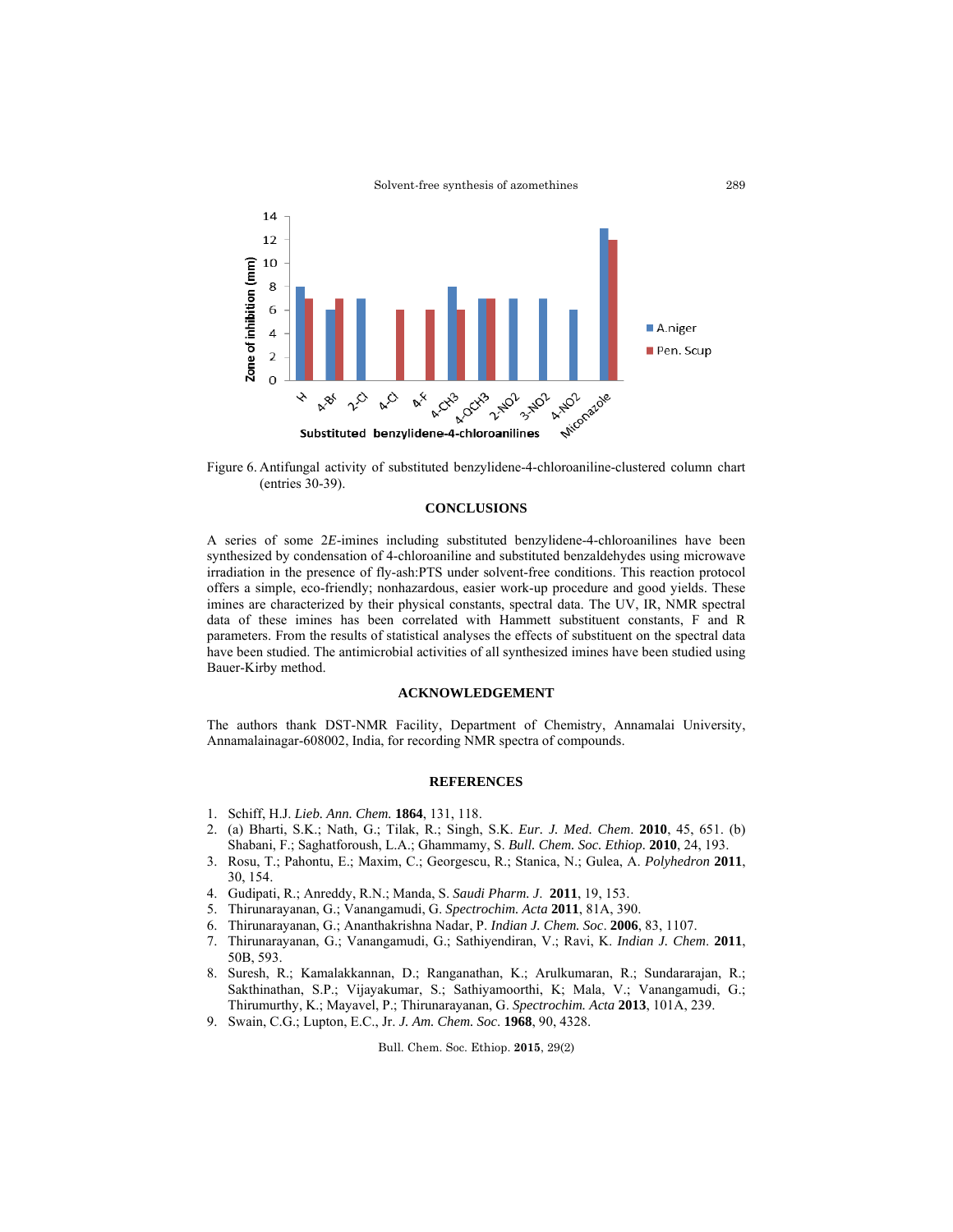Figure 6. Antifungal activity of substituted benzylidene-4-chloroaniline-clustered column chart (entries 30-39).

## CONCLUSIONS

A series of some 2*E*-imines including substituted benzylidene-4-chloroanilines have been synthesized by condensation of 4-chloroaniline and substituted benzaldehydes using microwave irradiation in the presence of fly-ash:PTS under solvent-free conditions. This reaction protocol offers a simple, eco-friendly; nonhazardous, easier work-up procedure and good yields. These imines are characterized by their physical constants, spectral data. The UV, IR, NMR spectral data of these imines has been correlated with Hammett substituent constants, F and R parameters. From the results of statistical analyses the effects of substituent on the spectral data have been studied. The antimicrobial activities of all synthesized imines have been studied using Bauer-Kirby method.

## ACKNOWLEDGEMENT

The authors thank DST-NMR Facility, Department of Chemistry, Annamalai University, Annamalainagar-608002, India, for recording NMR spectra of compounds.

## REFERENCES

1. Schiff, H.J. *Lieb. Ann. Chem.* **1864**, 131, 118.
2. (a) Bharti, S.K.; Nath, G.; Tilak, R.; Singh, S.K. *Eur. J. Med. Chem*. **2010**, 45, 651. (b) Shabani, F.; Saghatforoush, L.A.; Ghammamy, S. *Bull. Chem. Soc. Ethiop.* **2010**, 24, 193.
3. Rosu, T.; Pahontu, E.; Maxim, C.; Georgescu, R.; Stanica, N.; Gulea, A. *Polyhedron* **2011**, 30, 154.
4. Gudipati, R.; Anreddy, R.N.; Manda, S. *Saudi Pharm. J.* **2011**, 19, 153.
5. Thirunarayanan, G.; Vanangamudi, G. *Spectrochim. Acta* **2011**, 81A, 390.
6. Thirunarayanan, G.; Ananthakrishna Nadar, P. *Indian J. Chem. Soc*. **2006**, 83, 1107.
7. Thirunarayanan, G.; Vanangamudi, G.; Sathiyendiran, V.; Ravi, K. *Indian J. Chem*. **2011**, 50B, 593.
8. Suresh, R.; Kamalakkannan, D.; Ranganathan, K.; Arulkumaran, R.; Sundararajan, R.; Sakthinathan, S.P.; Vijayakumar, S.; Sathiyamoorthi, K; Mala, V.; Vanangamudi, G.; Thirumurthy, K.; Mayavel, P.; Thirunarayanan, G. *Spectrochim. Acta* **2013**, 101A, 239.
9. Swain, C.G.; Lupton, E.C., Jr. *J. Am. Chem. Soc*. **1968**, 90, 4328.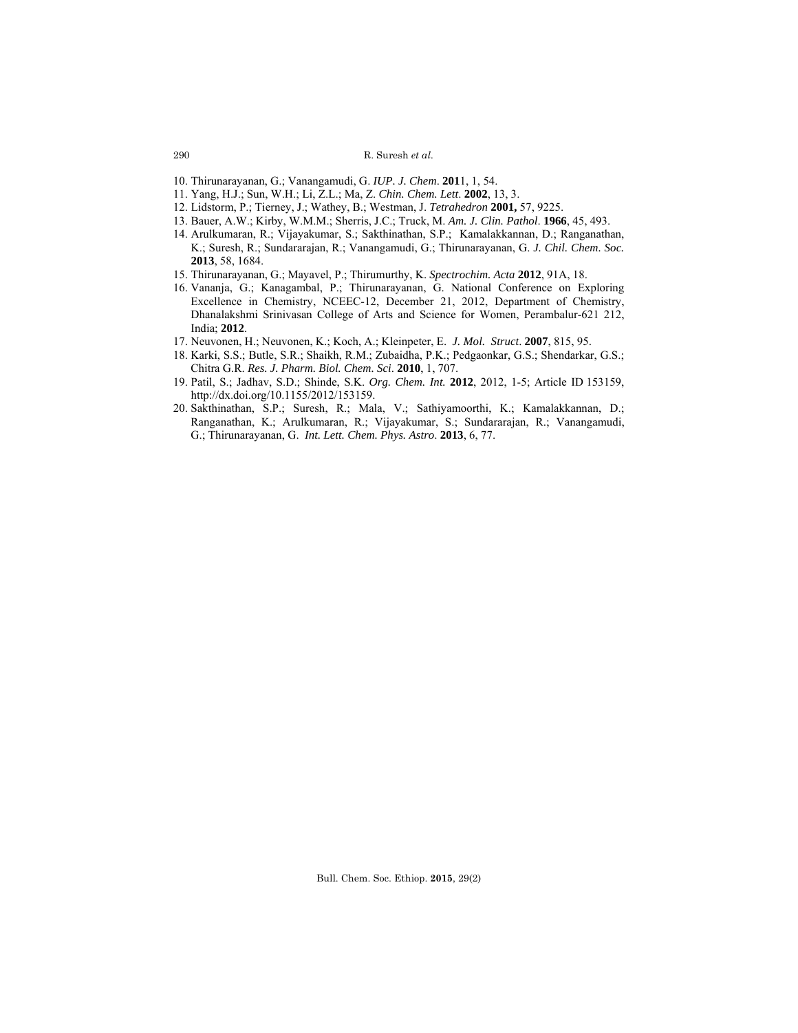10. Thirunarayanan, G.; Vanangamudi, G. *IUP. J. Chem*. **201**1, 1, 54.
11. Yang, H.J.; Sun, W.H.; Li, Z.L.; Ma, Z. *Chin. Chem. Lett*. **2002**, 13, 3.
12. Lidstorm, P.; Tierney, J.; Wathey, B.; Westman, J. *Tetrahedron* **2001,** 57, 9225.
13. Bauer, A.W.; Kirby, W.M.M.; Sherris, J.C.; Truck, M. *Am. J. Clin. Pathol*. **1966**, 45, 493.
14. Arulkumaran, R.; Vijayakumar, S.; Sakthinathan, S.P.; Kamalakkannan, D.; Ranganathan, K.; Suresh, R.; Sundararajan, R.; Vanangamudi, G.; Thirunarayanan, G. *J. Chil. Chem. Soc.* **2013**, 58, 1684.
15. Thirunarayanan, G.; Mayavel, P.; Thirumurthy, K. *Spectrochim. Acta* **2012**, 91A, 18.
16. Vananja, G.; Kanagambal, P.; Thirunarayanan, G. National Conference on Exploring Excellence in Chemistry, NCEEC-12, December 21, 2012, Department of Chemistry, Dhanalakshmi Srinivasan College of Arts and Science for Women, Perambalur-621 212, India; **2012**.
17. Neuvonen, H.; Neuvonen, K.; Koch, A.; Kleinpeter, E. *J. Mol. Struct*. **2007**, 815, 95.
18. Karki, S.S.; Butle, S.R.; Shaikh, R.M.; Zubaidha, P.K.; Pedgaonkar, G.S.; Shendarkar, G.S.; Chitra G.R. *Res. J. Pharm. Biol. Chem. Sci*. **2010**, 1, 707.
19. Patil, S.; Jadhav, S.D.; Shinde, S.K. *Org. Chem. Int.* **2012**, 2012, 1-5; Article ID 153159, http://dx.doi.org/10.1155/2012/153159.
20. Sakthinathan, S.P.; Suresh, R.; Mala, V.; Sathiyamoorthi, K.; Kamalakkannan, D.; Ranganathan, K.; Arulkumaran, R.; Vijayakumar, S.; Sundararajan, R.; Vanangamudi, G.; Thirunarayanan, G. *Int. Lett. Chem. Phys. Astro*. **2013**, 6, 77.